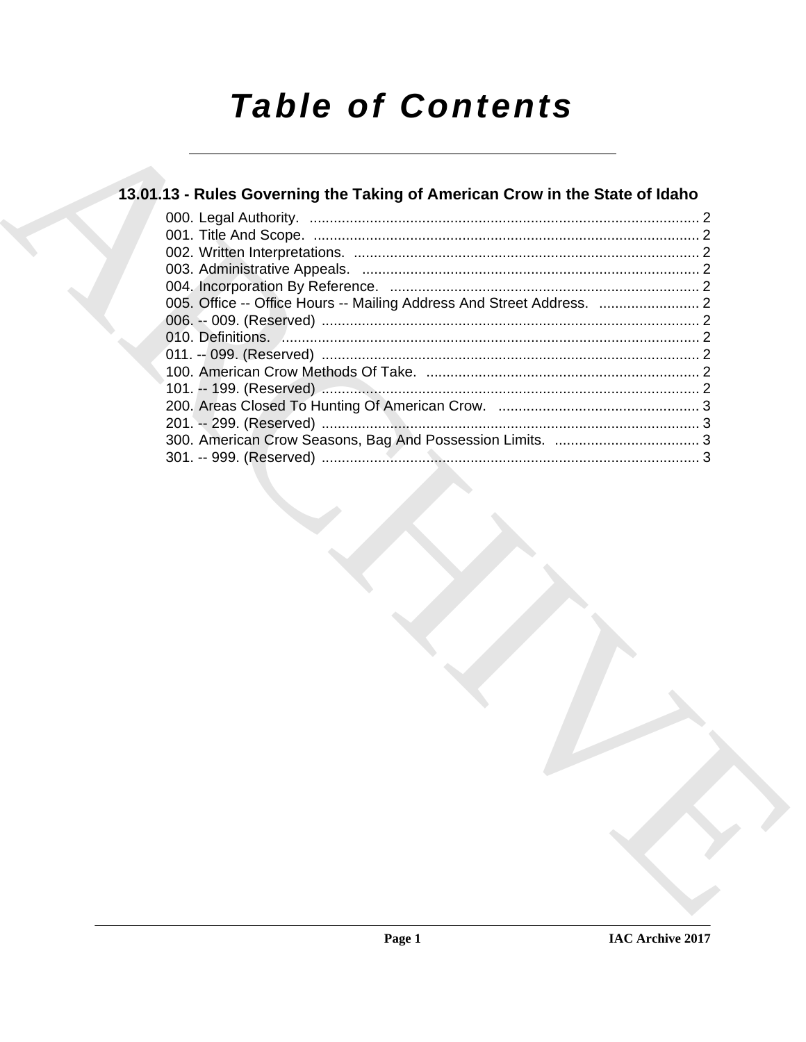# Table of Contents

## 13.01.13 - Rules Governing the Taking of American Crow in the State of Idaho

000. Legal Authority. ........................................................................................ 2
001. Title And Scope. ........................................................................................ 2
002. Written Interpretations. ........................................................................................ 2
003. Administrative Appeals. ........................................................................................ 2
004. Incorporation By Reference. ........................................................................................ 2
005. Office -- Office Hours -- Mailing Address And Street Address. ........................ 2
006. -- 009. (Reserved) ........................................................................................ 2
010. Definitions. ........................................................................................ 2
011. -- 099. (Reserved) ........................................................................................ 2
100. American Crow Methods Of Take. ........................................................................................ 2
101. -- 199. (Reserved) ........................................................................................ 2
200. Areas Closed To Hunting Of American Crow. ........................................................................................ 3
201. -- 299. (Reserved) ........................................................................................ 3
300. American Crow Seasons, Bag And Possession Limits. ........................................ 3
301. -- 999. (Reserved) ........................................................................................ 3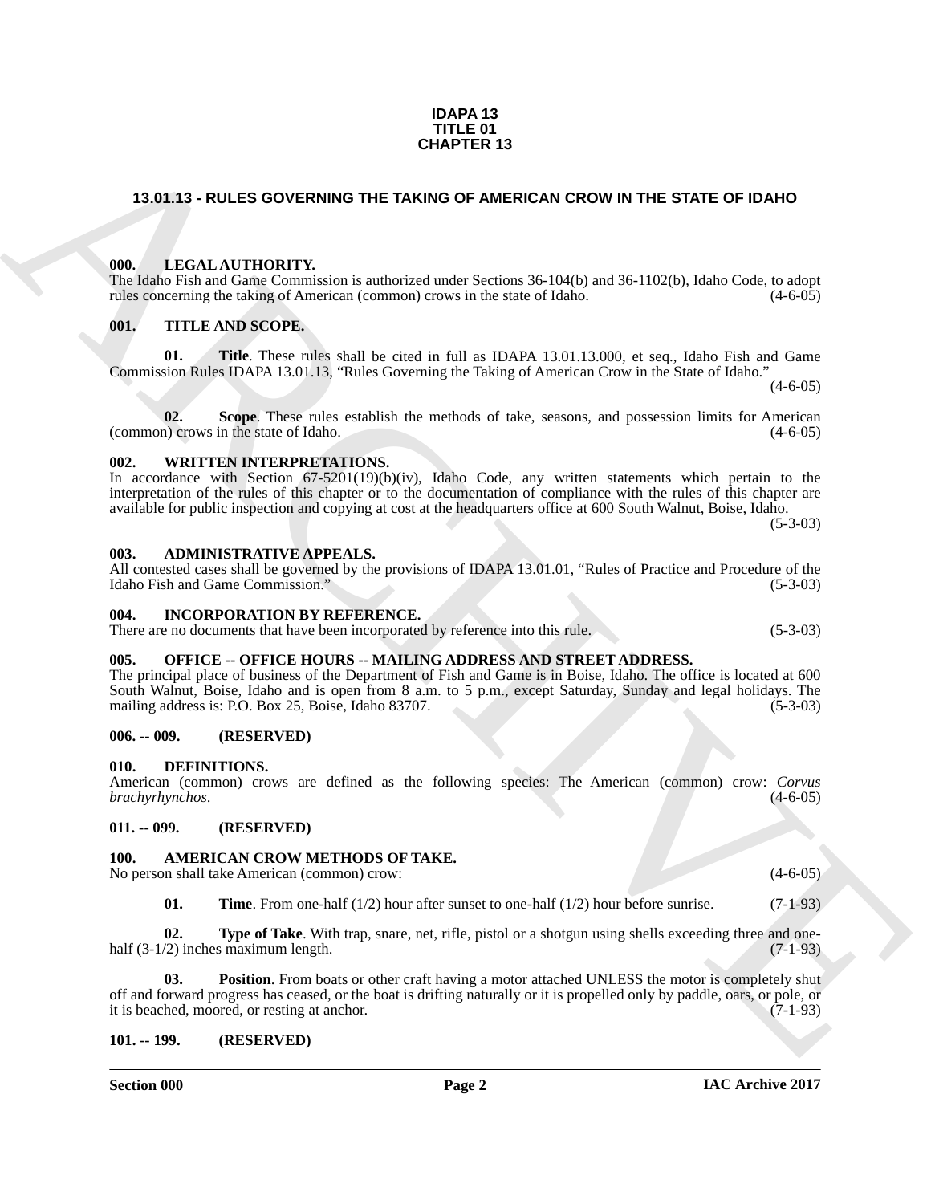**IDAPA 13**
**TITLE 01**
**CHAPTER 13**

## 13.01.13 - RULES GOVERNING THE TAKING OF AMERICAN CROW IN THE STATE OF IDAHO

### 000. LEGAL AUTHORITY.

The Idaho Fish and Game Commission is authorized under Sections 36-104(b) and 36-1102(b), Idaho Code, to adopt rules concerning the taking of American (common) crows in the state of Idaho. (4-6-05)

### 001. TITLE AND SCOPE.

**01. Title**. These rules shall be cited in full as IDAPA 13.01.13.000, et seq., Idaho Fish and Game Commission Rules IDAPA 13.01.13, "Rules Governing the Taking of American Crow in the State of Idaho." (4-6-05)

**02. Scope**. These rules establish the methods of take, seasons, and possession limits for American (common) crows in the state of Idaho. (4-6-05)

### 002. WRITTEN INTERPRETATIONS.

In accordance with Section 67-5201(19)(b)(iv), Idaho Code, any written statements which pertain to the interpretation of the rules of this chapter or to the documentation of compliance with the rules of this chapter are available for public inspection and copying at cost at the headquarters office at 600 South Walnut, Boise, Idaho. (5-3-03)

### 003. ADMINISTRATIVE APPEALS.

All contested cases shall be governed by the provisions of IDAPA 13.01.01, "Rules of Practice and Procedure of the Idaho Fish and Game Commission." (5-3-03)

### 004. INCORPORATION BY REFERENCE.

There are no documents that have been incorporated by reference into this rule. (5-3-03)

### 005. OFFICE -- OFFICE HOURS -- MAILING ADDRESS AND STREET ADDRESS.

The principal place of business of the Department of Fish and Game is in Boise, Idaho. The office is located at 600 South Walnut, Boise, Idaho and is open from 8 a.m. to 5 p.m., except Saturday, Sunday and legal holidays. The mailing address is: P.O. Box 25, Boise, Idaho 83707. (5-3-03)

### 006. -- 009. (RESERVED)

### 010. DEFINITIONS.

American (common) crows are defined as the following species: The American (common) crow: *Corvus brachyrhynchos*. (4-6-05)

### 011. -- 099. (RESERVED)

### 100. AMERICAN CROW METHODS OF TAKE.

No person shall take American (common) crow: (4-6-05)

**01. Time**. From one-half (1/2) hour after sunset to one-half (1/2) hour before sunrise. (7-1-93)

**02. Type of Take**. With trap, snare, net, rifle, pistol or a shotgun using shells exceeding three and one-half (3-1/2) inches maximum length. (7-1-93)

**03. Position**. From boats or other craft having a motor attached UNLESS the motor is completely shut off and forward progress has ceased, or the boat is drifting naturally or it is propelled only by paddle, oars, or pole, or it is beached, moored, or resting at anchor. (7-1-93)

### 101. -- 199. (RESERVED)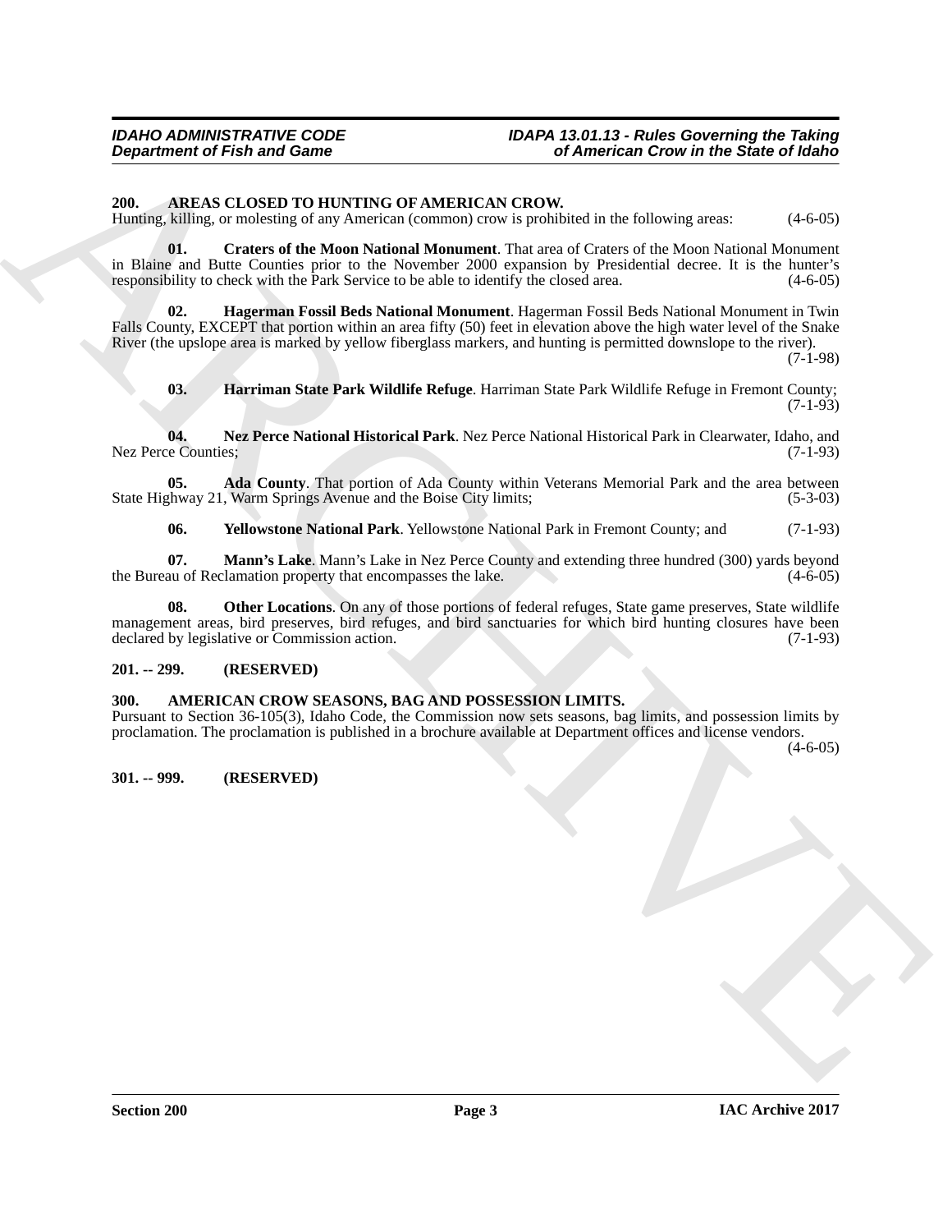**200. AREAS CLOSED TO HUNTING OF AMERICAN CROW.**

Hunting, killing, or molesting of any American (common) crow is prohibited in the following areas: (4-6-05)

**01. Craters of the Moon National Monument**. That area of Craters of the Moon National Monument in Blaine and Butte Counties prior to the November 2000 expansion by Presidential decree. It is the hunter's responsibility to check with the Park Service to be able to identify the closed area. (4-6-05)

**02. Hagerman Fossil Beds National Monument**. Hagerman Fossil Beds National Monument in Twin Falls County, EXCEPT that portion within an area fifty (50) feet in elevation above the high water level of the Snake River (the upslope area is marked by yellow fiberglass markers, and hunting is permitted downslope to the river). (7-1-98)

**03. Harriman State Park Wildlife Refuge**. Harriman State Park Wildlife Refuge in Fremont County; (7-1-93)

**04. Nez Perce National Historical Park**. Nez Perce National Historical Park in Clearwater, Idaho, and Nez Perce Counties; (7-1-93)

**05. Ada County**. That portion of Ada County within Veterans Memorial Park and the area between State Highway 21, Warm Springs Avenue and the Boise City limits; (5-3-03)

**06. Yellowstone National Park**. Yellowstone National Park in Fremont County; and (7-1-93)

**07. Mann's Lake**. Mann's Lake in Nez Perce County and extending three hundred (300) yards beyond the Bureau of Reclamation property that encompasses the lake. (4-6-05)

**08. Other Locations**. On any of those portions of federal refuges, State game preserves, State wildlife management areas, bird preserves, bird refuges, and bird sanctuaries for which bird hunting closures have been declared by legislative or Commission action. (7-1-93)

**201. -- 299. (RESERVED)**

**300. AMERICAN CROW SEASONS, BAG AND POSSESSION LIMITS.**

Pursuant to Section 36-105(3), Idaho Code, the Commission now sets seasons, bag limits, and possession limits by proclamation. The proclamation is published in a brochure available at Department offices and license vendors. (4-6-05)

**301. -- 999. (RESERVED)**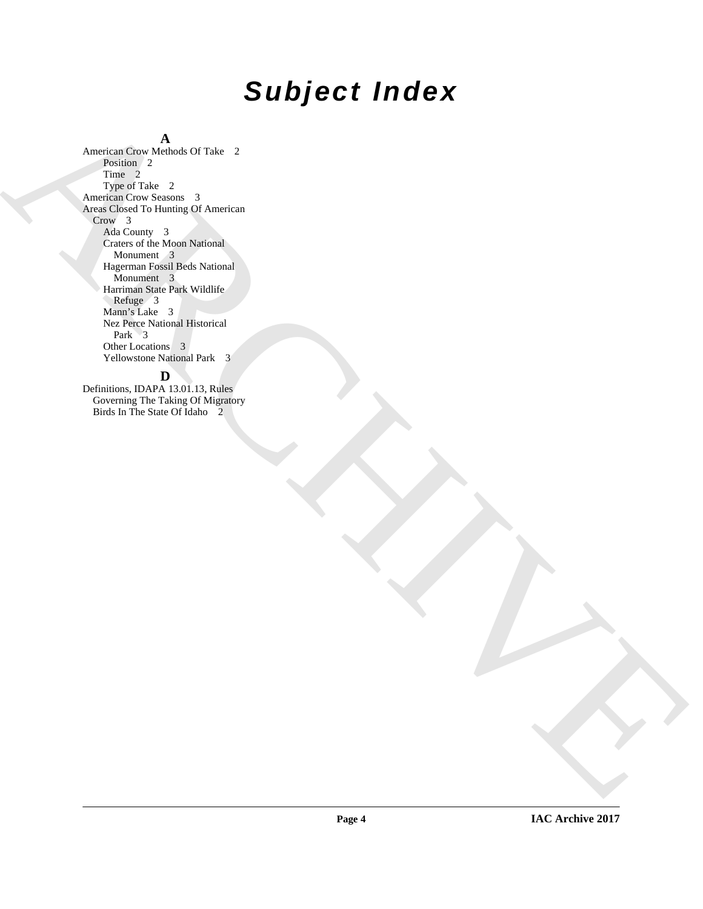# *Subject Index*

## A

American Crow Methods Of Take 2
- Position 2
- Time 2
- Type of Take 2

American Crow Seasons 3

Areas Closed To Hunting Of American Crow 3
- Ada County 3
- Craters of the Moon National Monument 3
- Hagerman Fossil Beds National Monument 3
- Harriman State Park Wildlife Refuge 3
- Mann's Lake 3
- Nez Perce National Historical Park 3
- Other Locations 3
- Yellowstone National Park 3

## D

Definitions, IDAPA 13.01.13, Rules Governing The Taking Of Migratory Birds In The State Of Idaho 2